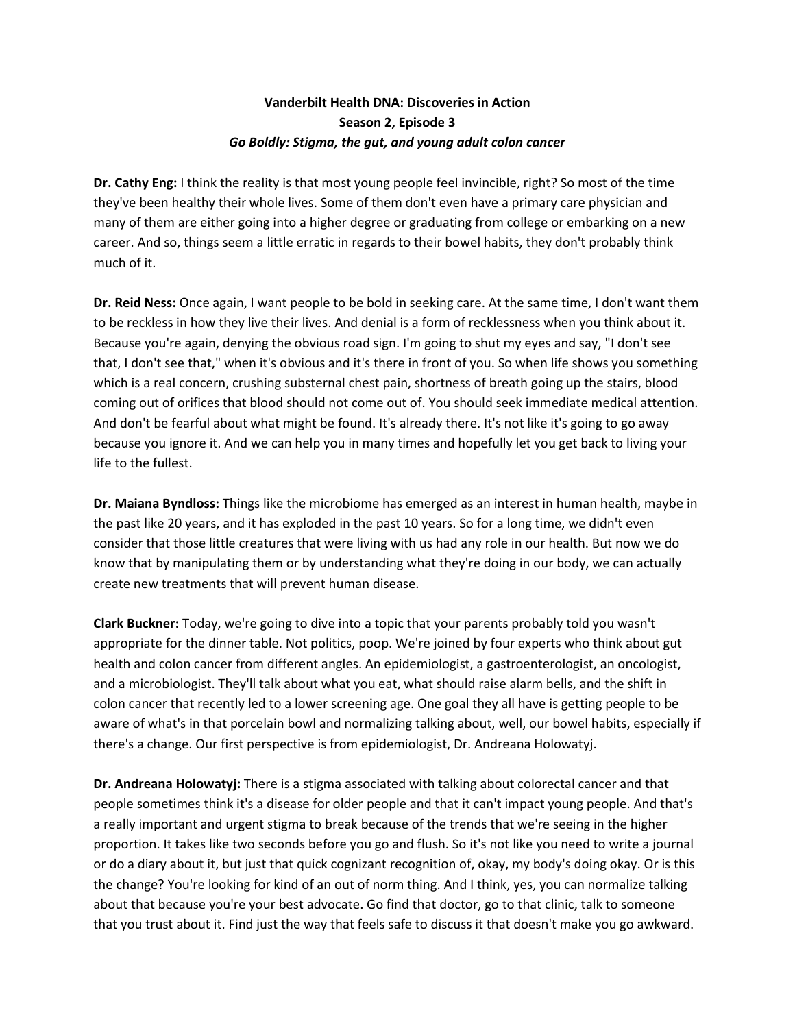**Vanderbilt Health DNA: Discoveries in Action**
**Season 2, Episode 3**
***Go Boldly: Stigma, the gut, and young adult colon cancer***

**Dr. Cathy Eng:** I think the reality is that most young people feel invincible, right? So most of the time they've been healthy their whole lives. Some of them don't even have a primary care physician and many of them are either going into a higher degree or graduating from college or embarking on a new career. And so, things seem a little erratic in regards to their bowel habits, they don't probably think much of it.

**Dr. Reid Ness:** Once again, I want people to be bold in seeking care. At the same time, I don't want them to be reckless in how they live their lives. And denial is a form of recklessness when you think about it. Because you're again, denying the obvious road sign. I'm going to shut my eyes and say, "I don't see that, I don't see that," when it's obvious and it's there in front of you. So when life shows you something which is a real concern, crushing substernal chest pain, shortness of breath going up the stairs, blood coming out of orifices that blood should not come out of. You should seek immediate medical attention. And don't be fearful about what might be found. It's already there. It's not like it's going to go away because you ignore it. And we can help you in many times and hopefully let you get back to living your life to the fullest.

**Dr. Maiana Byndloss:** Things like the microbiome has emerged as an interest in human health, maybe in the past like 20 years, and it has exploded in the past 10 years. So for a long time, we didn't even consider that those little creatures that were living with us had any role in our health. But now we do know that by manipulating them or by understanding what they're doing in our body, we can actually create new treatments that will prevent human disease.

**Clark Buckner:** Today, we're going to dive into a topic that your parents probably told you wasn't appropriate for the dinner table. Not politics, poop. We're joined by four experts who think about gut health and colon cancer from different angles. An epidemiologist, a gastroenterologist, an oncologist, and a microbiologist. They'll talk about what you eat, what should raise alarm bells, and the shift in colon cancer that recently led to a lower screening age. One goal they all have is getting people to be aware of what's in that porcelain bowl and normalizing talking about, well, our bowel habits, especially if there's a change. Our first perspective is from epidemiologist, Dr. Andreana Holowatyj.

**Dr. Andreana Holowatyj:** There is a stigma associated with talking about colorectal cancer and that people sometimes think it's a disease for older people and that it can't impact young people. And that's a really important and urgent stigma to break because of the trends that we're seeing in the higher proportion. It takes like two seconds before you go and flush. So it's not like you need to write a journal or do a diary about it, but just that quick cognizant recognition of, okay, my body's doing okay. Or is this the change? You're looking for kind of an out of norm thing. And I think, yes, you can normalize talking about that because you're your best advocate. Go find that doctor, go to that clinic, talk to someone that you trust about it. Find just the way that feels safe to discuss it that doesn't make you go awkward.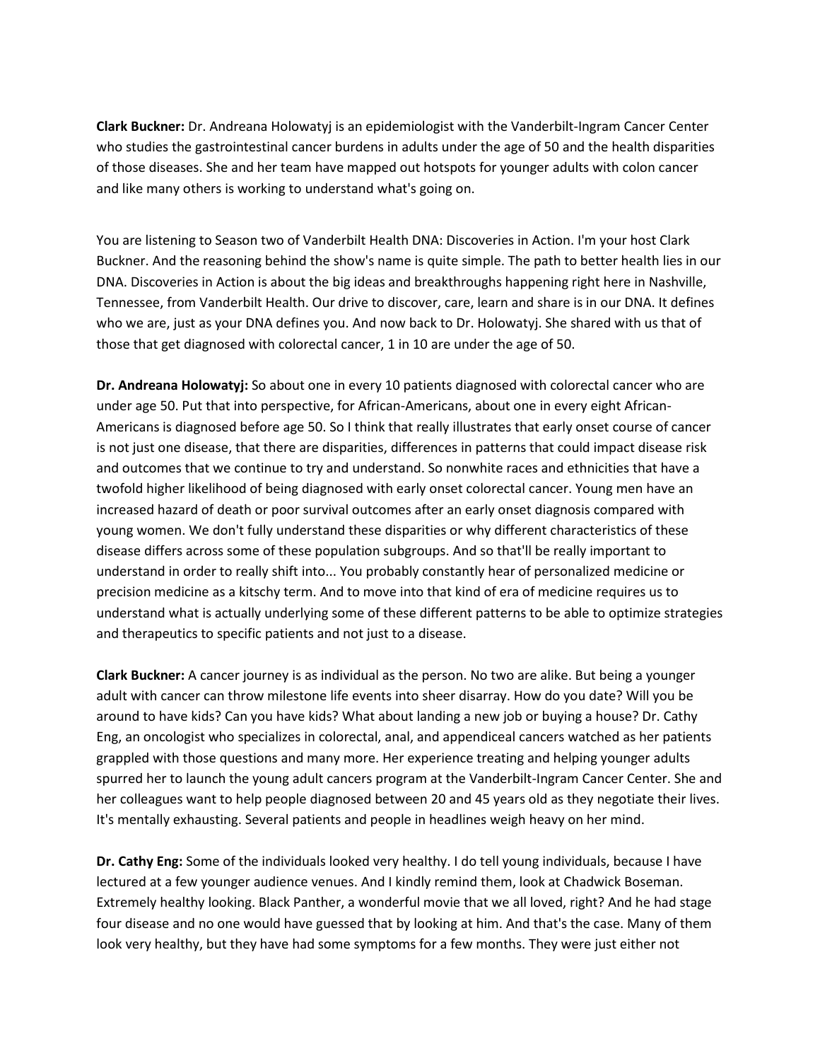**Clark Buckner:** Dr. Andreana Holowatyj is an epidemiologist with the Vanderbilt-Ingram Cancer Center who studies the gastrointestinal cancer burdens in adults under the age of 50 and the health disparities of those diseases. She and her team have mapped out hotspots for younger adults with colon cancer and like many others is working to understand what's going on.

You are listening to Season two of Vanderbilt Health DNA: Discoveries in Action. I'm your host Clark Buckner. And the reasoning behind the show's name is quite simple. The path to better health lies in our DNA. Discoveries in Action is about the big ideas and breakthroughs happening right here in Nashville, Tennessee, from Vanderbilt Health. Our drive to discover, care, learn and share is in our DNA. It defines who we are, just as your DNA defines you. And now back to Dr. Holowatyj. She shared with us that of those that get diagnosed with colorectal cancer, 1 in 10 are under the age of 50.

**Dr. Andreana Holowatyj:** So about one in every 10 patients diagnosed with colorectal cancer who are under age 50. Put that into perspective, for African-Americans, about one in every eight African-Americans is diagnosed before age 50. So I think that really illustrates that early onset course of cancer is not just one disease, that there are disparities, differences in patterns that could impact disease risk and outcomes that we continue to try and understand. So nonwhite races and ethnicities that have a twofold higher likelihood of being diagnosed with early onset colorectal cancer. Young men have an increased hazard of death or poor survival outcomes after an early onset diagnosis compared with young women. We don't fully understand these disparities or why different characteristics of these disease differs across some of these population subgroups. And so that'll be really important to understand in order to really shift into... You probably constantly hear of personalized medicine or precision medicine as a kitschy term. And to move into that kind of era of medicine requires us to understand what is actually underlying some of these different patterns to be able to optimize strategies and therapeutics to specific patients and not just to a disease.

**Clark Buckner:** A cancer journey is as individual as the person. No two are alike. But being a younger adult with cancer can throw milestone life events into sheer disarray. How do you date? Will you be around to have kids? Can you have kids? What about landing a new job or buying a house? Dr. Cathy Eng, an oncologist who specializes in colorectal, anal, and appendiceal cancers watched as her patients grappled with those questions and many more. Her experience treating and helping younger adults spurred her to launch the young adult cancers program at the Vanderbilt-Ingram Cancer Center. She and her colleagues want to help people diagnosed between 20 and 45 years old as they negotiate their lives. It's mentally exhausting. Several patients and people in headlines weigh heavy on her mind.

**Dr. Cathy Eng:** Some of the individuals looked very healthy. I do tell young individuals, because I have lectured at a few younger audience venues. And I kindly remind them, look at Chadwick Boseman. Extremely healthy looking. Black Panther, a wonderful movie that we all loved, right? And he had stage four disease and no one would have guessed that by looking at him. And that's the case. Many of them look very healthy, but they have had some symptoms for a few months. They were just either not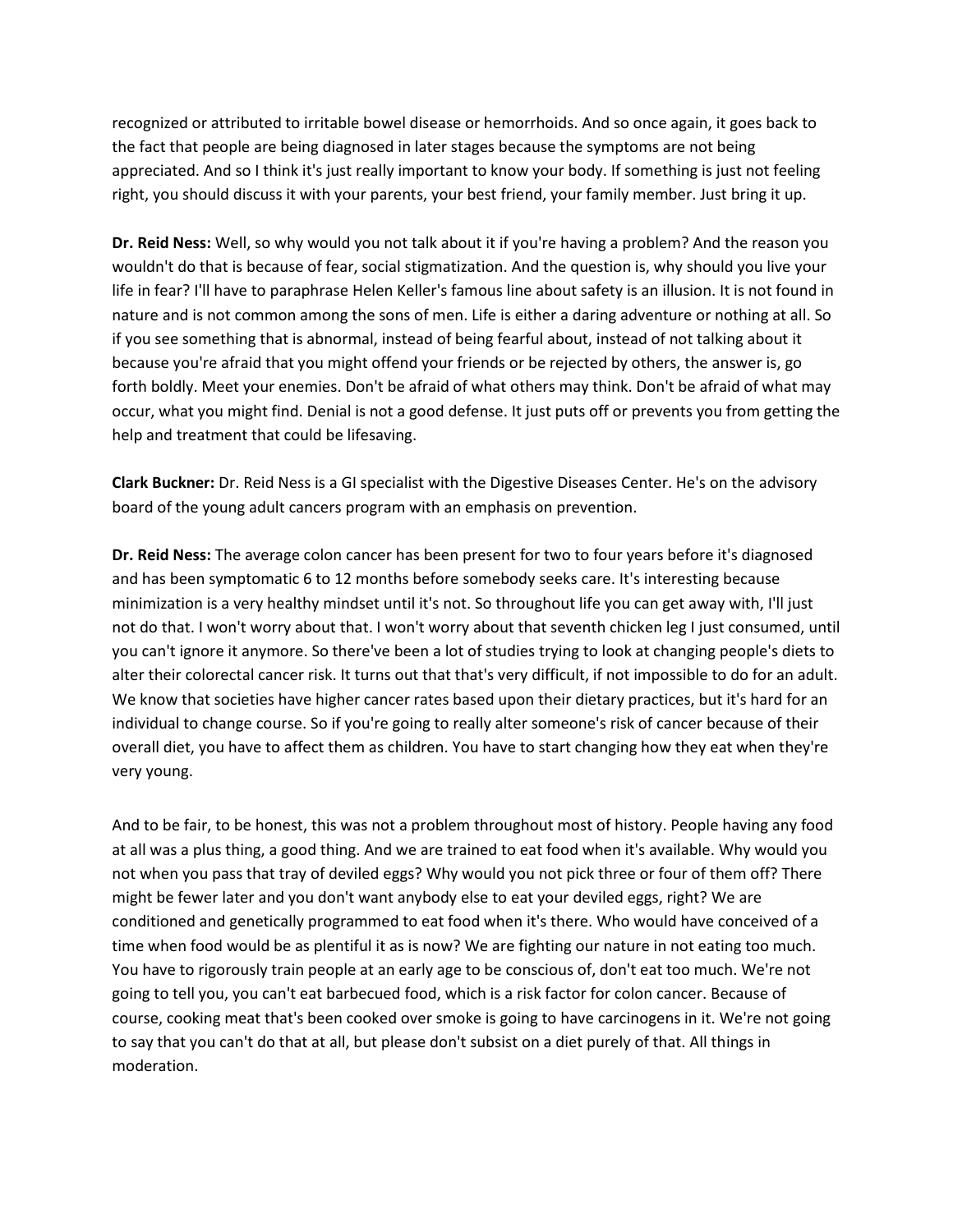recognized or attributed to irritable bowel disease or hemorrhoids. And so once again, it goes back to the fact that people are being diagnosed in later stages because the symptoms are not being appreciated. And so I think it's just really important to know your body. If something is just not feeling right, you should discuss it with your parents, your best friend, your family member. Just bring it up.

**Dr. Reid Ness:** Well, so why would you not talk about it if you're having a problem? And the reason you wouldn't do that is because of fear, social stigmatization. And the question is, why should you live your life in fear? I'll have to paraphrase Helen Keller's famous line about safety is an illusion. It is not found in nature and is not common among the sons of men. Life is either a daring adventure or nothing at all. So if you see something that is abnormal, instead of being fearful about, instead of not talking about it because you're afraid that you might offend your friends or be rejected by others, the answer is, go forth boldly. Meet your enemies. Don't be afraid of what others may think. Don't be afraid of what may occur, what you might find. Denial is not a good defense. It just puts off or prevents you from getting the help and treatment that could be lifesaving.

**Clark Buckner:** Dr. Reid Ness is a GI specialist with the Digestive Diseases Center. He's on the advisory board of the young adult cancers program with an emphasis on prevention.

**Dr. Reid Ness:** The average colon cancer has been present for two to four years before it's diagnosed and has been symptomatic 6 to 12 months before somebody seeks care. It's interesting because minimization is a very healthy mindset until it's not. So throughout life you can get away with, I'll just not do that. I won't worry about that. I won't worry about that seventh chicken leg I just consumed, until you can't ignore it anymore. So there've been a lot of studies trying to look at changing people's diets to alter their colorectal cancer risk. It turns out that that's very difficult, if not impossible to do for an adult. We know that societies have higher cancer rates based upon their dietary practices, but it's hard for an individual to change course. So if you're going to really alter someone's risk of cancer because of their overall diet, you have to affect them as children. You have to start changing how they eat when they're very young.

And to be fair, to be honest, this was not a problem throughout most of history. People having any food at all was a plus thing, a good thing. And we are trained to eat food when it's available. Why would you not when you pass that tray of deviled eggs? Why would you not pick three or four of them off? There might be fewer later and you don't want anybody else to eat your deviled eggs, right? We are conditioned and genetically programmed to eat food when it's there. Who would have conceived of a time when food would be as plentiful it as is now? We are fighting our nature in not eating too much. You have to rigorously train people at an early age to be conscious of, don't eat too much. We're not going to tell you, you can't eat barbecued food, which is a risk factor for colon cancer. Because of course, cooking meat that's been cooked over smoke is going to have carcinogens in it. We're not going to say that you can't do that at all, but please don't subsist on a diet purely of that. All things in moderation.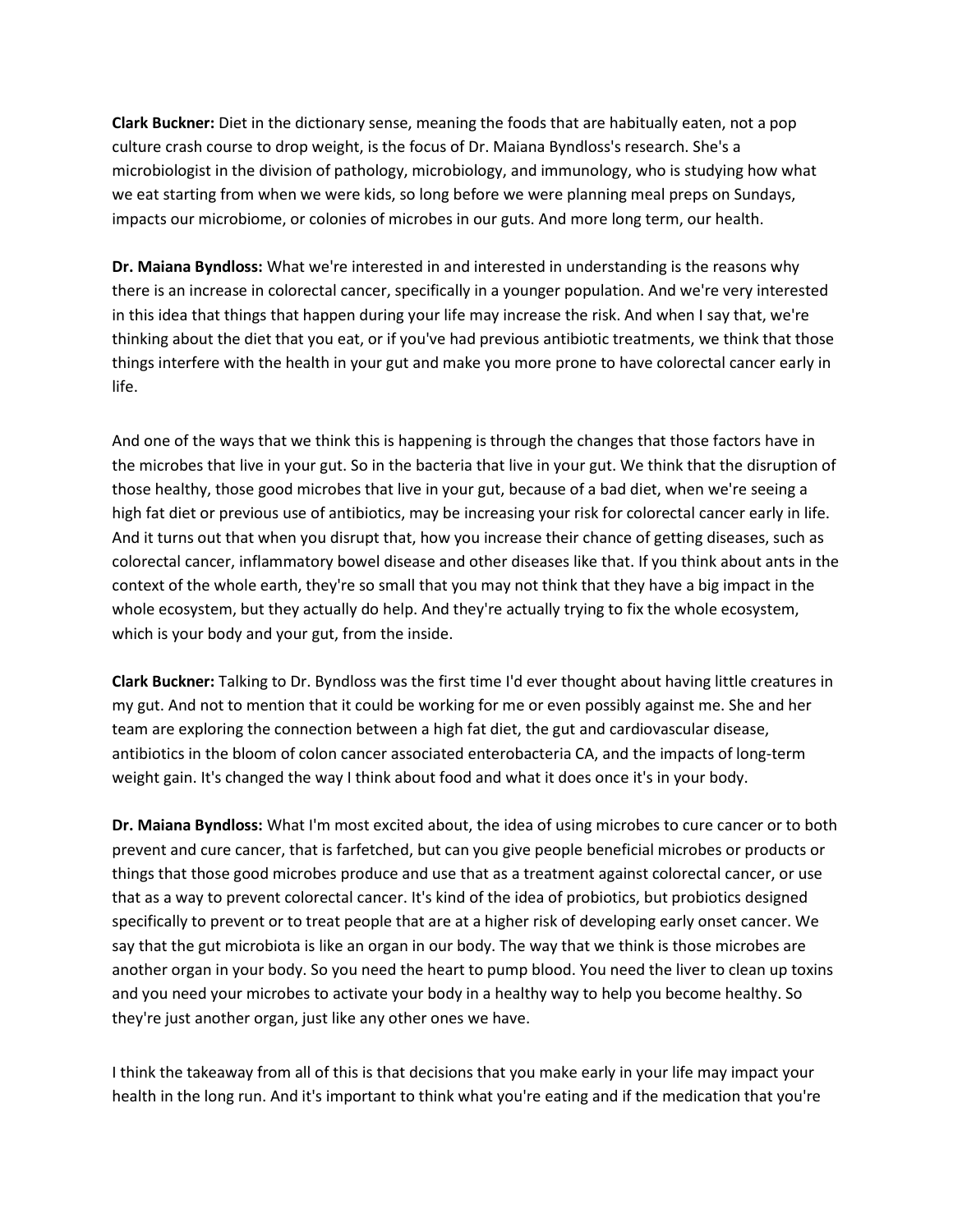**Clark Buckner:** Diet in the dictionary sense, meaning the foods that are habitually eaten, not a pop culture crash course to drop weight, is the focus of Dr. Maiana Byndloss's research. She's a microbiologist in the division of pathology, microbiology, and immunology, who is studying how what we eat starting from when we were kids, so long before we were planning meal preps on Sundays, impacts our microbiome, or colonies of microbes in our guts. And more long term, our health.

**Dr. Maiana Byndloss:** What we're interested in and interested in understanding is the reasons why there is an increase in colorectal cancer, specifically in a younger population. And we're very interested in this idea that things that happen during your life may increase the risk. And when I say that, we're thinking about the diet that you eat, or if you've had previous antibiotic treatments, we think that those things interfere with the health in your gut and make you more prone to have colorectal cancer early in life.

And one of the ways that we think this is happening is through the changes that those factors have in the microbes that live in your gut. So in the bacteria that live in your gut. We think that the disruption of those healthy, those good microbes that live in your gut, because of a bad diet, when we're seeing a high fat diet or previous use of antibiotics, may be increasing your risk for colorectal cancer early in life. And it turns out that when you disrupt that, how you increase their chance of getting diseases, such as colorectal cancer, inflammatory bowel disease and other diseases like that. If you think about ants in the context of the whole earth, they're so small that you may not think that they have a big impact in the whole ecosystem, but they actually do help. And they're actually trying to fix the whole ecosystem, which is your body and your gut, from the inside.

**Clark Buckner:** Talking to Dr. Byndloss was the first time I'd ever thought about having little creatures in my gut. And not to mention that it could be working for me or even possibly against me. She and her team are exploring the connection between a high fat diet, the gut and cardiovascular disease, antibiotics in the bloom of colon cancer associated enterobacteria CA, and the impacts of long-term weight gain. It's changed the way I think about food and what it does once it's in your body.

**Dr. Maiana Byndloss:** What I'm most excited about, the idea of using microbes to cure cancer or to both prevent and cure cancer, that is farfetched, but can you give people beneficial microbes or products or things that those good microbes produce and use that as a treatment against colorectal cancer, or use that as a way to prevent colorectal cancer. It's kind of the idea of probiotics, but probiotics designed specifically to prevent or to treat people that are at a higher risk of developing early onset cancer. We say that the gut microbiota is like an organ in our body. The way that we think is those microbes are another organ in your body. So you need the heart to pump blood. You need the liver to clean up toxins and you need your microbes to activate your body in a healthy way to help you become healthy. So they're just another organ, just like any other ones we have.

I think the takeaway from all of this is that decisions that you make early in your life may impact your health in the long run. And it's important to think what you're eating and if the medication that you're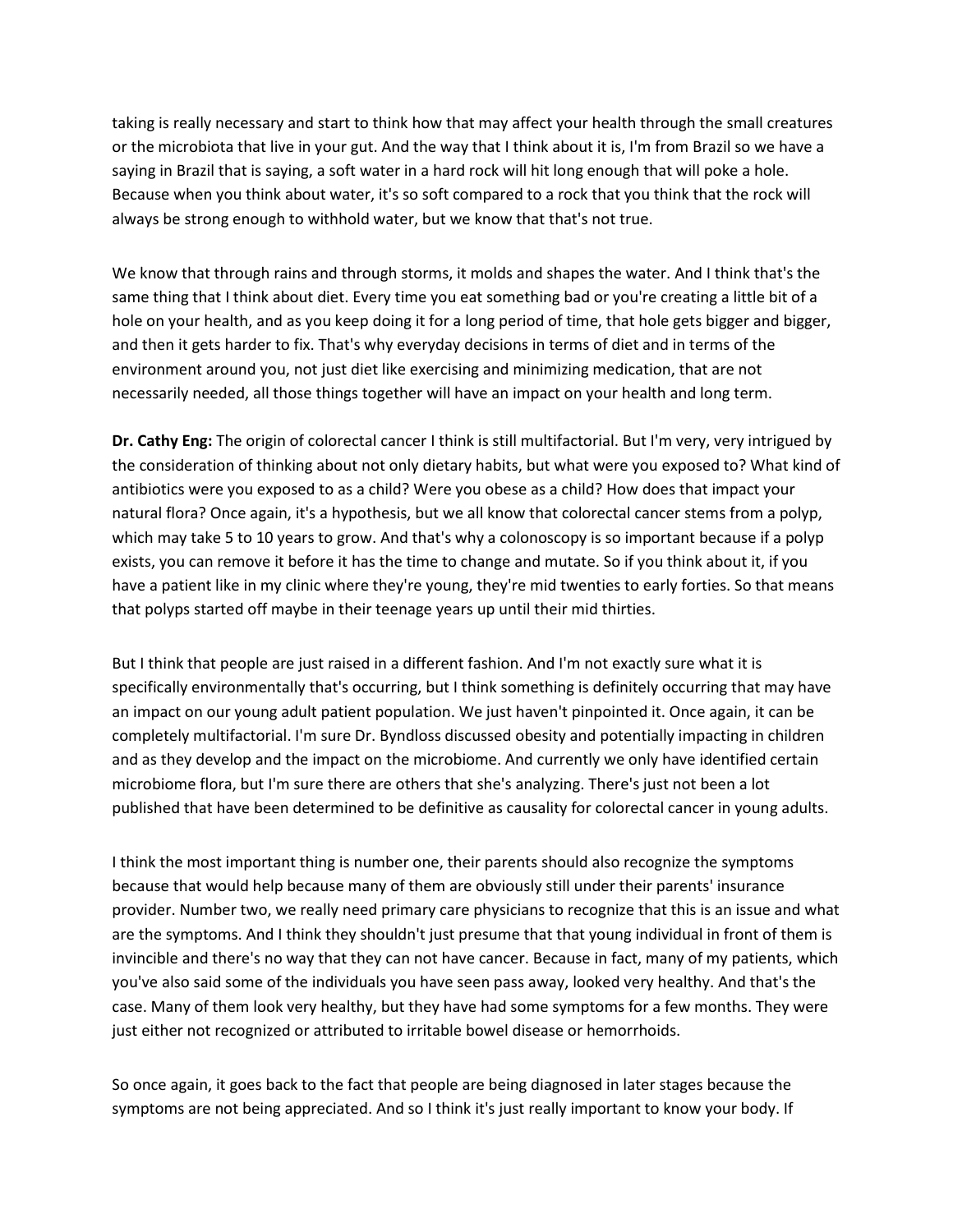taking is really necessary and start to think how that may affect your health through the small creatures or the microbiota that live in your gut. And the way that I think about it is, I'm from Brazil so we have a saying in Brazil that is saying, a soft water in a hard rock will hit long enough that will poke a hole. Because when you think about water, it's so soft compared to a rock that you think that the rock will always be strong enough to withhold water, but we know that that's not true.

We know that through rains and through storms, it molds and shapes the water. And I think that's the same thing that I think about diet. Every time you eat something bad or you're creating a little bit of a hole on your health, and as you keep doing it for a long period of time, that hole gets bigger and bigger, and then it gets harder to fix. That's why everyday decisions in terms of diet and in terms of the environment around you, not just diet like exercising and minimizing medication, that are not necessarily needed, all those things together will have an impact on your health and long term.

**Dr. Cathy Eng:** The origin of colorectal cancer I think is still multifactorial. But I'm very, very intrigued by the consideration of thinking about not only dietary habits, but what were you exposed to? What kind of antibiotics were you exposed to as a child? Were you obese as a child? How does that impact your natural flora? Once again, it's a hypothesis, but we all know that colorectal cancer stems from a polyp, which may take 5 to 10 years to grow. And that's why a colonoscopy is so important because if a polyp exists, you can remove it before it has the time to change and mutate. So if you think about it, if you have a patient like in my clinic where they're young, they're mid twenties to early forties. So that means that polyps started off maybe in their teenage years up until their mid thirties.

But I think that people are just raised in a different fashion. And I'm not exactly sure what it is specifically environmentally that's occurring, but I think something is definitely occurring that may have an impact on our young adult patient population. We just haven't pinpointed it. Once again, it can be completely multifactorial. I'm sure Dr. Byndloss discussed obesity and potentially impacting in children and as they develop and the impact on the microbiome. And currently we only have identified certain microbiome flora, but I'm sure there are others that she's analyzing. There's just not been a lot published that have been determined to be definitive as causality for colorectal cancer in young adults.

I think the most important thing is number one, their parents should also recognize the symptoms because that would help because many of them are obviously still under their parents' insurance provider. Number two, we really need primary care physicians to recognize that this is an issue and what are the symptoms. And I think they shouldn't just presume that that young individual in front of them is invincible and there's no way that they can not have cancer. Because in fact, many of my patients, which you've also said some of the individuals you have seen pass away, looked very healthy. And that's the case. Many of them look very healthy, but they have had some symptoms for a few months. They were just either not recognized or attributed to irritable bowel disease or hemorrhoids.

So once again, it goes back to the fact that people are being diagnosed in later stages because the symptoms are not being appreciated. And so I think it's just really important to know your body. If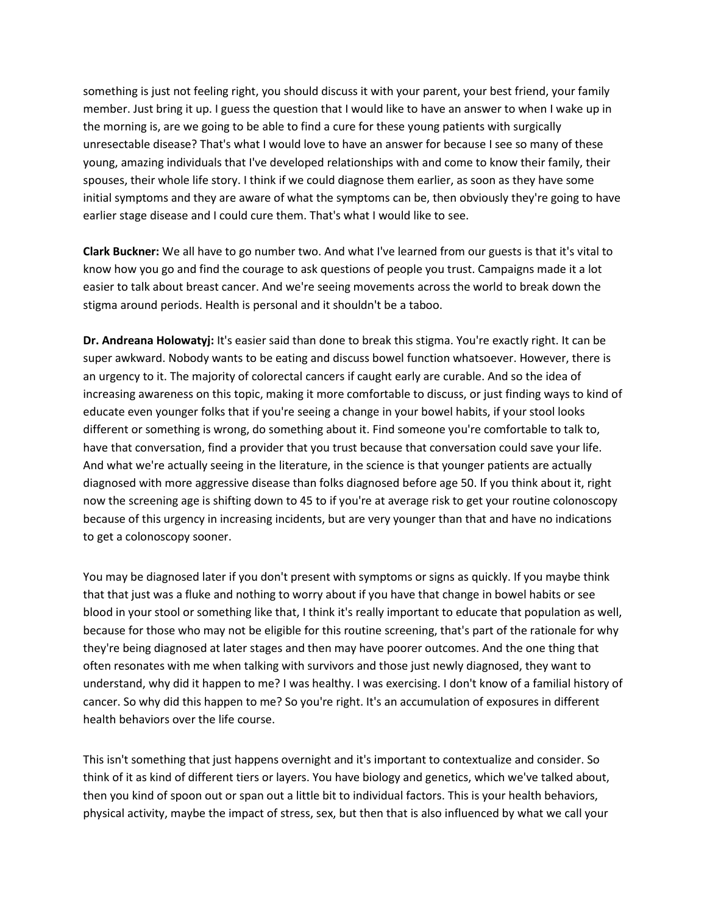something is just not feeling right, you should discuss it with your parent, your best friend, your family member. Just bring it up. I guess the question that I would like to have an answer to when I wake up in the morning is, are we going to be able to find a cure for these young patients with surgically unresectable disease? That's what I would love to have an answer for because I see so many of these young, amazing individuals that I've developed relationships with and come to know their family, their spouses, their whole life story. I think if we could diagnose them earlier, as soon as they have some initial symptoms and they are aware of what the symptoms can be, then obviously they're going to have earlier stage disease and I could cure them. That's what I would like to see.

**Clark Buckner:** We all have to go number two. And what I've learned from our guests is that it's vital to know how you go and find the courage to ask questions of people you trust. Campaigns made it a lot easier to talk about breast cancer. And we're seeing movements across the world to break down the stigma around periods. Health is personal and it shouldn't be a taboo.

**Dr. Andreana Holowatyj:** It's easier said than done to break this stigma. You're exactly right. It can be super awkward. Nobody wants to be eating and discuss bowel function whatsoever. However, there is an urgency to it. The majority of colorectal cancers if caught early are curable. And so the idea of increasing awareness on this topic, making it more comfortable to discuss, or just finding ways to kind of educate even younger folks that if you're seeing a change in your bowel habits, if your stool looks different or something is wrong, do something about it. Find someone you're comfortable to talk to, have that conversation, find a provider that you trust because that conversation could save your life. And what we're actually seeing in the literature, in the science is that younger patients are actually diagnosed with more aggressive disease than folks diagnosed before age 50. If you think about it, right now the screening age is shifting down to 45 to if you're at average risk to get your routine colonoscopy because of this urgency in increasing incidents, but are very younger than that and have no indications to get a colonoscopy sooner.

You may be diagnosed later if you don't present with symptoms or signs as quickly. If you maybe think that that just was a fluke and nothing to worry about if you have that change in bowel habits or see blood in your stool or something like that, I think it's really important to educate that population as well, because for those who may not be eligible for this routine screening, that's part of the rationale for why they're being diagnosed at later stages and then may have poorer outcomes. And the one thing that often resonates with me when talking with survivors and those just newly diagnosed, they want to understand, why did it happen to me? I was healthy. I was exercising. I don't know of a familial history of cancer. So why did this happen to me? So you're right. It's an accumulation of exposures in different health behaviors over the life course.

This isn't something that just happens overnight and it's important to contextualize and consider. So think of it as kind of different tiers or layers. You have biology and genetics, which we've talked about, then you kind of spoon out or span out a little bit to individual factors. This is your health behaviors, physical activity, maybe the impact of stress, sex, but then that is also influenced by what we call your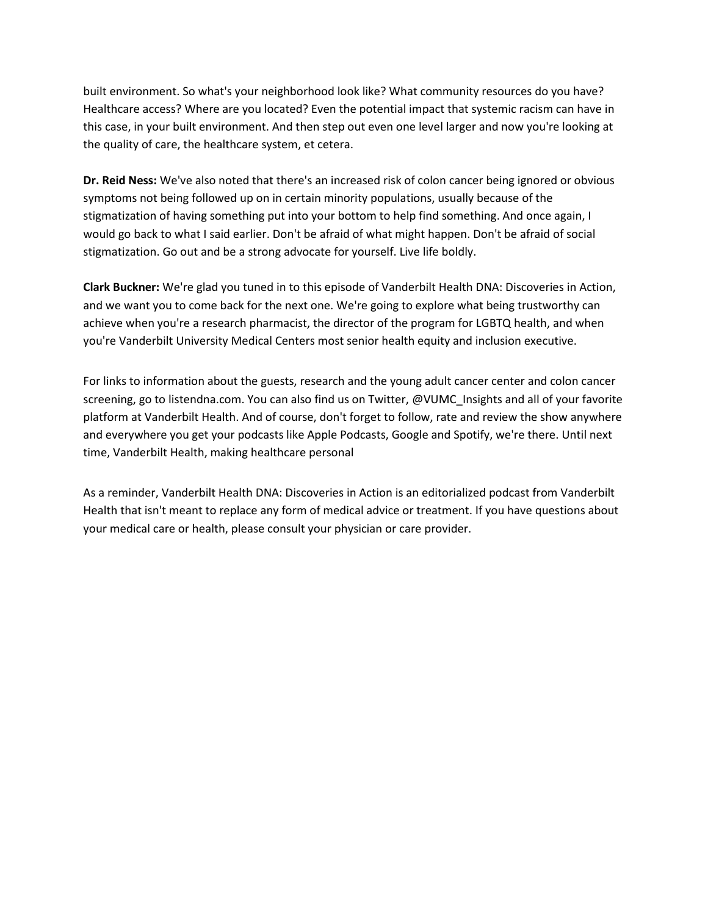built environment. So what's your neighborhood look like? What community resources do you have? Healthcare access? Where are you located? Even the potential impact that systemic racism can have in this case, in your built environment. And then step out even one level larger and now you're looking at the quality of care, the healthcare system, et cetera.

**Dr. Reid Ness:** We've also noted that there's an increased risk of colon cancer being ignored or obvious symptoms not being followed up on in certain minority populations, usually because of the stigmatization of having something put into your bottom to help find something. And once again, I would go back to what I said earlier. Don't be afraid of what might happen. Don't be afraid of social stigmatization. Go out and be a strong advocate for yourself. Live life boldly.

**Clark Buckner:** We're glad you tuned in to this episode of Vanderbilt Health DNA: Discoveries in Action, and we want you to come back for the next one. We're going to explore what being trustworthy can achieve when you're a research pharmacist, the director of the program for LGBTQ health, and when you're Vanderbilt University Medical Centers most senior health equity and inclusion executive.

For links to information about the guests, research and the young adult cancer center and colon cancer screening, go to listendna.com. You can also find us on Twitter, @VUMC_Insights and all of your favorite platform at Vanderbilt Health. And of course, don't forget to follow, rate and review the show anywhere and everywhere you get your podcasts like Apple Podcasts, Google and Spotify, we're there. Until next time, Vanderbilt Health, making healthcare personal

As a reminder, Vanderbilt Health DNA: Discoveries in Action is an editorialized podcast from Vanderbilt Health that isn't meant to replace any form of medical advice or treatment. If you have questions about your medical care or health, please consult your physician or care provider.